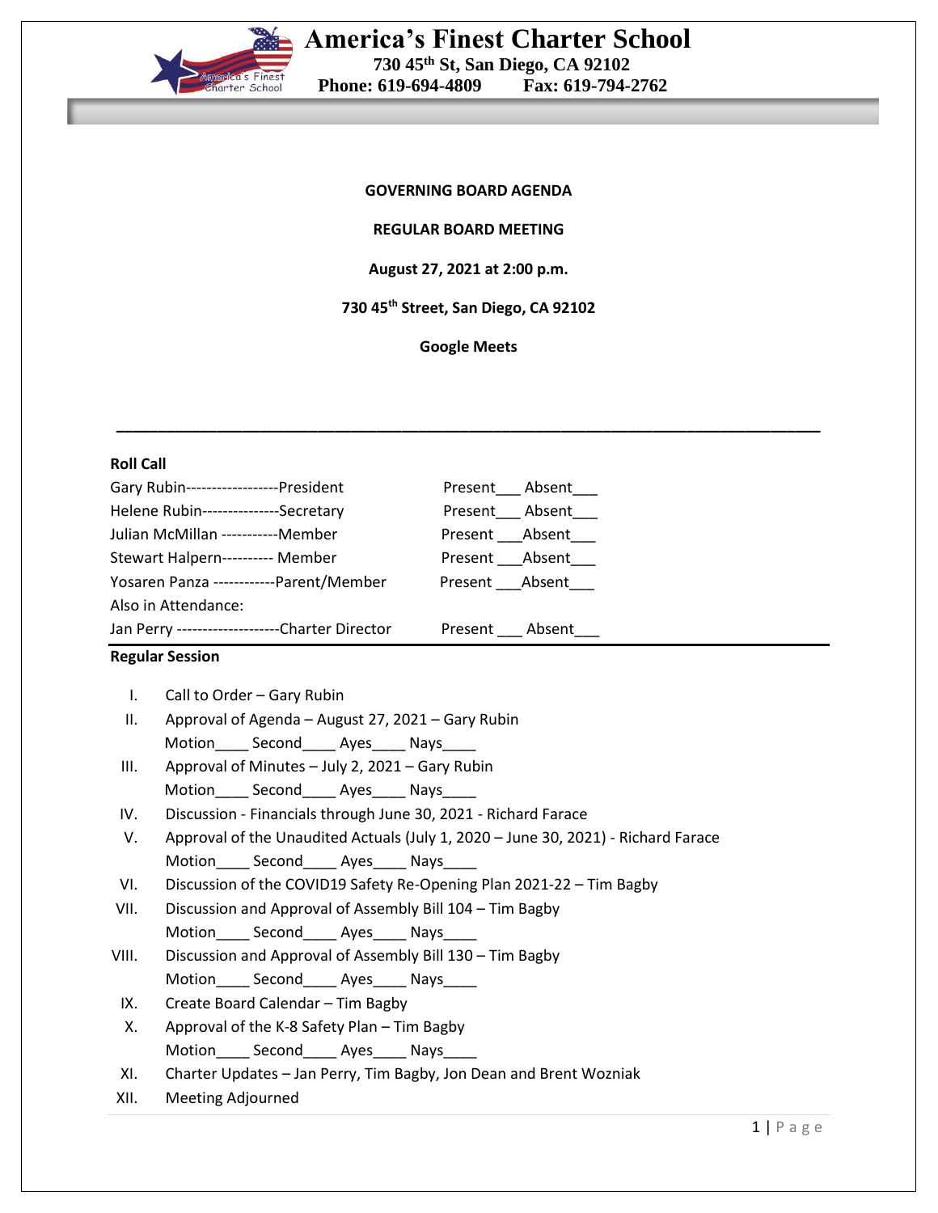# America's Finest Charter School

**730 45th St, San Diego, CA 92102**

**Phone: 619-694-4809 Fax: 619-794-2762**

**GOVERNING BOARD AGENDA**

**REGULAR BOARD MEETING**

**August 27, 2021 at 2:00 p.m.**

**730 45th Street, San Diego, CA 92102**

**Google Meets**

---

**Roll Call**

| | |
|---|---|
| Gary Rubin------------------President | Present___ Absent___ |
| Helene Rubin---------------Secretary | Present___ Absent___ |
| Julian McMillan -----------Member | Present ___Absent___ |
| Stewart Halpern---------- Member | Present ___Absent___ |
| Yosaren Panza ------------Parent/Member | Present ___Absent___ |
| Also in Attendance: | |
| Jan Perry --------------------Charter Director | Present ___ Absent___ |

**Regular Session**

I. Call to Order – Gary Rubin

II. Approval of Agenda – August 27, 2021 – Gary Rubin
Motion____ Second____ Ayes____ Nays____

III. Approval of Minutes – July 2, 2021 – Gary Rubin
Motion____ Second____ Ayes____ Nays____

IV. Discussion - Financials through June 30, 2021 - Richard Farace

V. Approval of the Unaudited Actuals (July 1, 2020 – June 30, 2021) - Richard Farace
Motion____ Second____ Ayes____ Nays____

VI. Discussion of the COVID19 Safety Re-Opening Plan 2021-22 – Tim Bagby

VII. Discussion and Approval of Assembly Bill 104 – Tim Bagby
Motion____ Second____ Ayes____ Nays____

VIII. Discussion and Approval of Assembly Bill 130 – Tim Bagby
Motion____ Second____ Ayes____ Nays____

IX. Create Board Calendar – Tim Bagby

X. Approval of the K-8 Safety Plan – Tim Bagby
Motion____ Second____ Ayes____ Nays____

XI. Charter Updates – Jan Perry, Tim Bagby, Jon Dean and Brent Wozniak

XII. Meeting Adjourned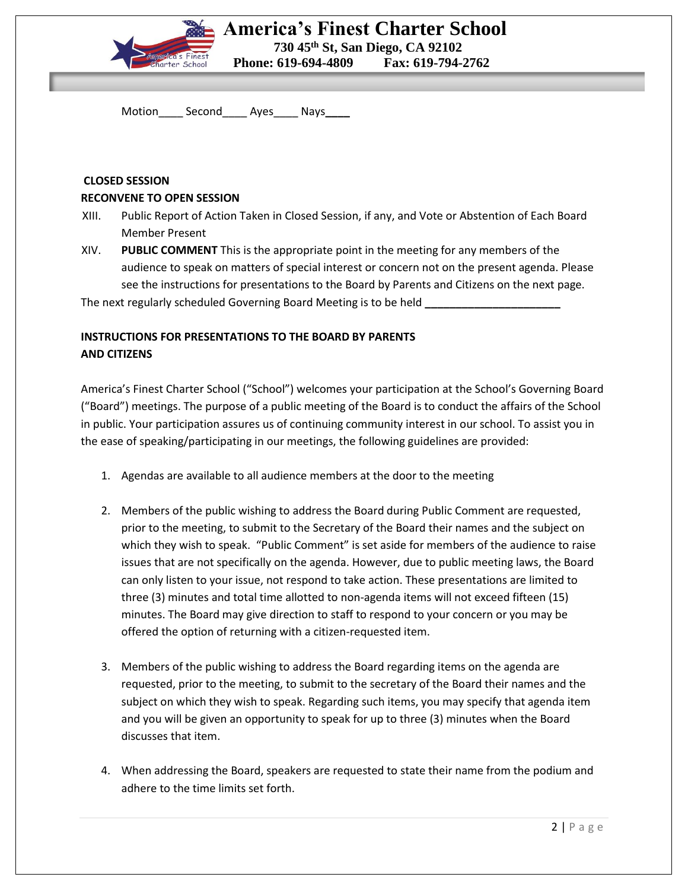Motion____ Second____ Ayes____ Nays____

**CLOSED SESSION**

**RECONVENE TO OPEN SESSION**

XIII. Public Report of Action Taken in Closed Session, if any, and Vote or Abstention of Each Board Member Present

XIV. **PUBLIC COMMENT** This is the appropriate point in the meeting for any members of the audience to speak on matters of special interest or concern not on the present agenda. Please see the instructions for presentations to the Board by Parents and Citizens on the next page.

The next regularly scheduled Governing Board Meeting is to be held ______________________

**INSTRUCTIONS FOR PRESENTATIONS TO THE BOARD BY PARENTS AND CITIZENS**

America's Finest Charter School ("School") welcomes your participation at the School's Governing Board ("Board") meetings. The purpose of a public meeting of the Board is to conduct the affairs of the School in public. Your participation assures us of continuing community interest in our school. To assist you in the ease of speaking/participating in our meetings, the following guidelines are provided:

1. Agendas are available to all audience members at the door to the meeting

2. Members of the public wishing to address the Board during Public Comment are requested, prior to the meeting, to submit to the Secretary of the Board their names and the subject on which they wish to speak. "Public Comment" is set aside for members of the audience to raise issues that are not specifically on the agenda. However, due to public meeting laws, the Board can only listen to your issue, not respond to take action. These presentations are limited to three (3) minutes and total time allotted to non-agenda items will not exceed fifteen (15) minutes. The Board may give direction to staff to respond to your concern or you may be offered the option of returning with a citizen-requested item.

3. Members of the public wishing to address the Board regarding items on the agenda are requested, prior to the meeting, to submit to the secretary of the Board their names and the subject on which they wish to speak. Regarding such items, you may specify that agenda item and you will be given an opportunity to speak for up to three (3) minutes when the Board discusses that item.

4. When addressing the Board, speakers are requested to state their name from the podium and adhere to the time limits set forth.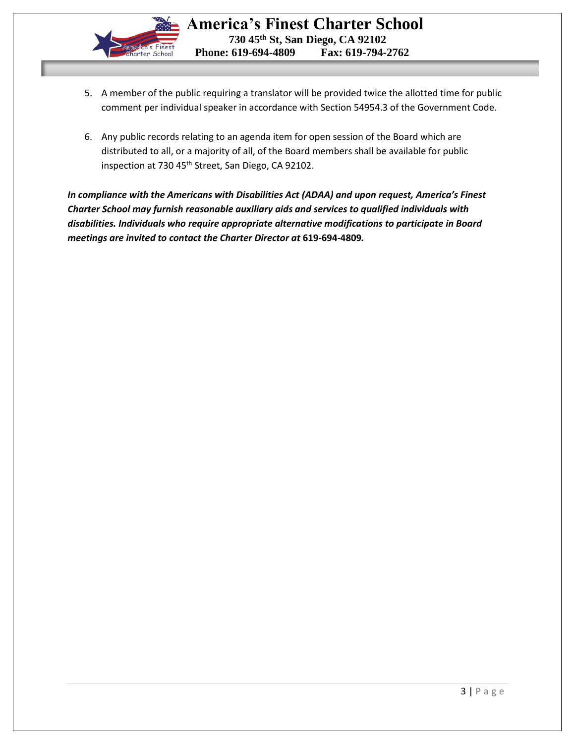5. A member of the public requiring a translator will be provided twice the allotted time for public comment per individual speaker in accordance with Section 54954.3 of the Government Code.

6. Any public records relating to an agenda item for open session of the Board which are distributed to all, or a majority of all, of the Board members shall be available for public inspection at 730 45th Street, San Diego, CA 92102.

***In compliance with the Americans with Disabilities Act (ADAA) and upon request, America's Finest Charter School may furnish reasonable auxiliary aids and services to qualified individuals with disabilities. Individuals who require appropriate alternative modifications to participate in Board meetings are invited to contact the Charter Director at 619-694-4809.***